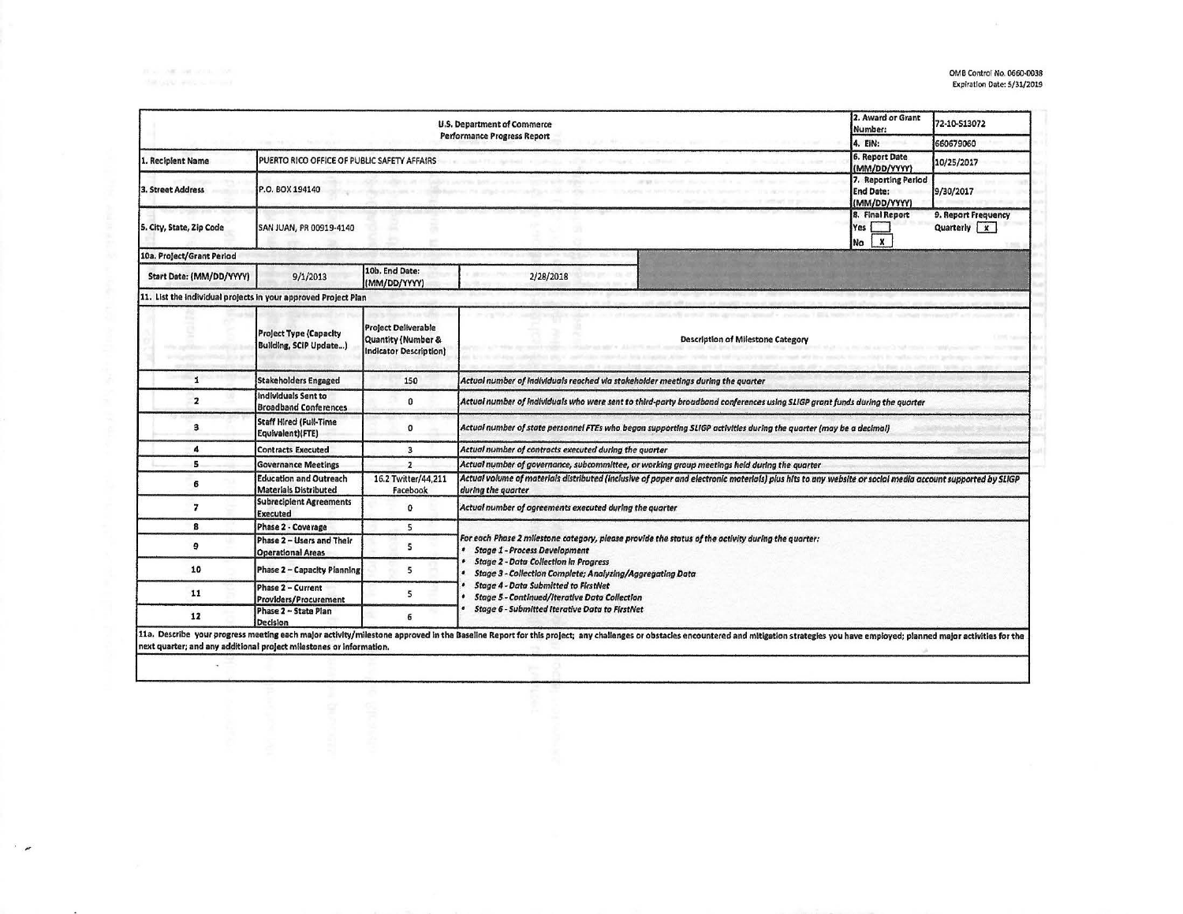OMB Control No. 0660-0038
Expiration Date: 5/31/2019

| U.S. Department of Commerce Performance Progress Report | | | | 2. Award or Grant Number: | 72-10-S13072 |
|---|---|---|---|---|---|
| | | | | 4. EIN: | 660679060 |
| 1. Recipient Name | PUERTO RICO OFFICE OF PUBLIC SAFETY AFFAIRS | | | 6. Report Date (MM/DD/YYYY) | 10/25/2017 |
| 3. Street Address | P.O. BOX 194140 | | | 7. Reporting Period End Date: (MM/DD/YYYY) | 9/30/2017 |
| 5. City, State, Zip Code | SAN JUAN, PR 00919-4140 | | | 8. Final Report Yes [ ] No [X] | 9. Report Frequency Quarterly [X] |
| 10a. Project/Grant Period | | | | | |
| Start Date: (MM/DD/YYYY) | 9/1/2013 | 10b. End Date: (MM/DD/YYYY) | 2/28/2018 | | |

11. List the individual projects in your approved Project Plan

| | Project Type (Capacity Building, SCIP Update...) | Project Deliverable Quantity (Number & Indicator Description) | Description of Milestone Category |
|---|---|---|---|
| 1 | Stakeholders Engaged | 150 | *Actual number of individuals reached via stakeholder meetings during the quarter* |
| 2 | Individuals Sent to Broadband Conferences | 0 | *Actual number of individuals who were sent to third-party broadband conferences using SLIGP grant funds during the quarter* |
| 3 | Staff Hired (Full-Time Equivalent)(FTE) | 0 | *Actual number of state personnel FTEs who began supporting SLIGP activities during the quarter (may be a decimal)* |
| 4 | Contracts Executed | 3 | *Actual number of contracts executed during the quarter* |
| 5 | Governance Meetings | 2 | *Actual number of governance, subcommittee, or working group meetings held during the quarter* |
| 6 | Education and Outreach Materials Distributed | 16.2 Twitter/44,211 Facebook | *Actual volume of materials distributed (inclusive of paper and electronic materials) plus hits to any website or social media account supported by SLIGP during the quarter* |
| 7 | Subrecipient Agreements Executed | 0 | *Actual number of agreements executed during the quarter* |
| 8 | Phase 2 - Coverage | 5 | *For each Phase 2 milestone category, please provide the status of the activity during the quarter:* <br>• *Stage 1 - Process Development* <br>• *Stage 2 - Data Collection in Progress* <br>• *Stage 3 - Collection Complete; Analyzing/Aggregating Data* <br>• *Stage 4 - Data Submitted to FirstNet* <br>• *Stage 5 - Continued/Iterative Data Collection* <br>• *Stage 6 - Submitted Iterative Data to FirstNet* |
| 9 | Phase 2 – Users and Their Operational Areas | 5 | |
| 10 | Phase 2 – Capacity Planning | 5 | |
| 11 | Phase 2 – Current Providers/Procurement | 5 | |
| 12 | Phase 2 – State Plan Decision | 6 | |

11a. Describe your progress meeting each major activity/milestone approved in the Baseline Report for this project; any challenges or obstacles encountered and mitigation strategies you have employed; planned major activities for the next quarter; and any additional project milestones or information.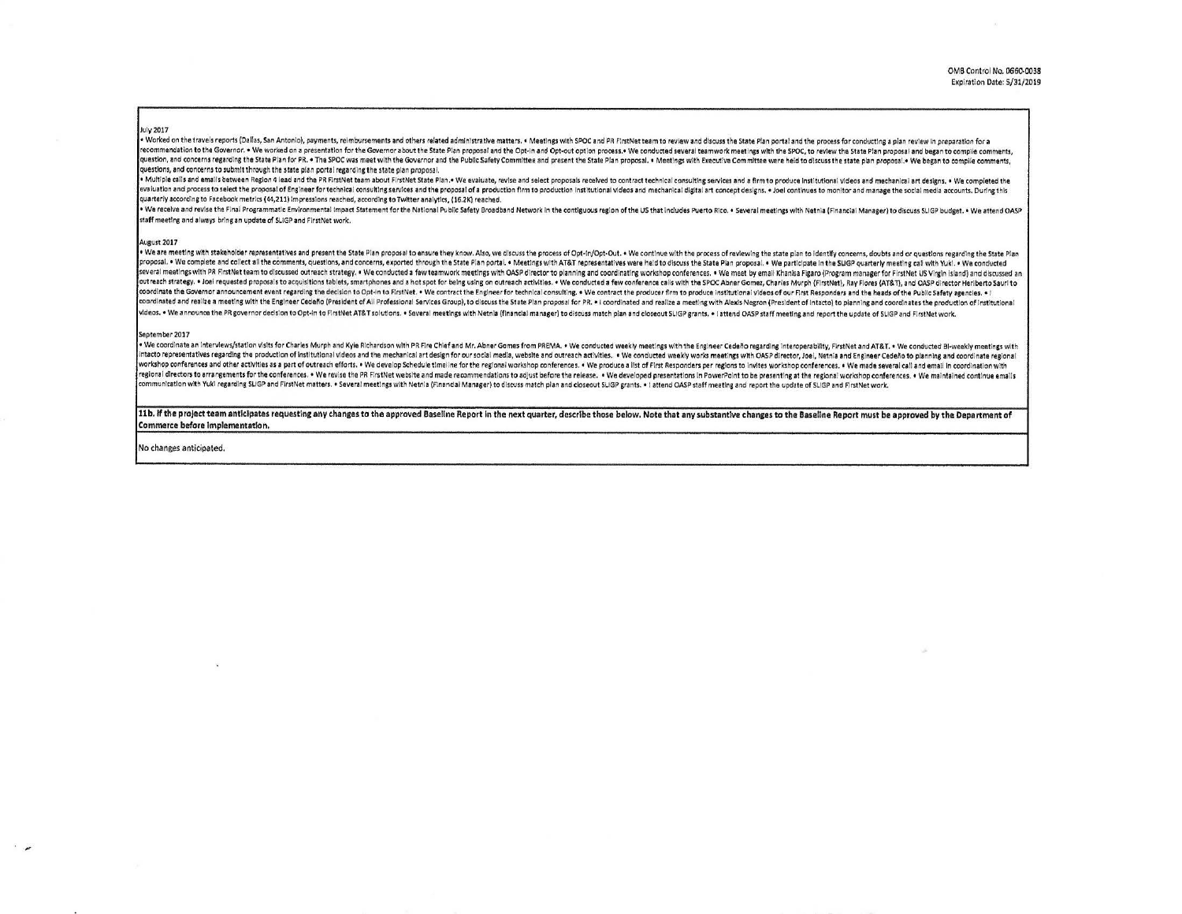July 2017

• Worked on the travels reports (Dallas, San Antonio), payments, reimbursements and others related administrative matters. • Meetings with SPOC and PR FirstNet team to review and discuss the State Plan portal and the process for conducting a plan review in preparation for a recommendation to the Governor. • We worked on a presentation for the Governor about the State Plan proposal and the Opt-in and Opt-out option process.• We conducted several teamwork meetings with the SPOC, to review the State Plan proposal and began to compile comments, question, and concerns regarding the State Plan for PR. • The SPOC was meet with the Governor and the Public Safety Committee and present the State Plan proposal. • Meetings with Executive Committee were held to discuss the state plan proposal.• We began to compile comments, questions, and concerns to submit through the state plan portal regarding the state plan proposal.

• Multiple calls and emails between Region 4 lead and the PR FirstNet team about FirstNet State Plan.• We evaluate, revise and select proposals received to contract technical consulting services and a firm to produce institutional videos and mechanical art designs. • We completed the evaluation and process to select the proposal of Engineer for technical consulting services and the proposal of a production firm to production institutional videos and mechanical digital art concept designs. • Joel continues to monitor and manage the social media accounts. During this quarterly according to Facebook metrics (44,211) impressions reached, according to Twitter analytics, (16.2K) reached.

• We receive and revise the Final Programmatic Environmental Impact Statement for the National Public Safety Broadband Network in the contiguous region of the US that includes Puerto Rico. • Several meetings with Netnia (Financial Manager) to discuss SLIGP budget. • We attend OASP staff meeting and always bring an update of SLIGP and FirstNet work.

August 2017

• We are meeting with stakeholder representatives and present the State Plan proposal to ensure they know. Also, we discuss the process of Opt-In/Opt-Out. • We continue with the process of reviewing the state plan to identify concerns, doubts and or questions regarding the State Plan proposal. • We complete and collect all the comments, questions, and concerns, exported through the State Plan portal. • Meetings with AT&T representatives were held to discuss the State Plan proposal. • We participate in the SLIGP quarterly meeting call with Yuki. • We conducted several meetings with PR FirstNet team to discussed outreach strategy. • We conducted a few teamwork meetings with OASP director to planning and coordinating workshop conferences. • We meet by email Khanisa Figaro (Program manager for FirstNet US Virgin Island) and discussed an outreach strategy. • Joel requested proposals to acquisitions tablets, smartphones and a hot spot for being using on outreach activities. • We conducted a few conference calls with the SPOC Abner Gomez, Charles Murph (FirstNet), Ray Flores (AT&T), and OASP director Heriberto Sauri to coordinate the Governor announcement event regarding the decision to Opt-in to FirstNet. • We contract the Engineer for technical consulting. • We contract the producer firm to produce institutional videos of our First Responders and the heads of the Public Safety agencies. • I coordinated and realize a meeting with the Engineer Cedeño (President of All Professional Services Group), to discuss the State Plan proposal for PR. • I coordinated and realize a meeting with Alexis Negron (President of Intacto) to planning and coordinates the production of institutional videos. • We announce the PR governor decision to Opt-in to FirstNet AT&T solutions. • Several meetings with Netnia (financial manager) to discuss match plan and closeout SLIGP grants. • I attend OASP staff meeting and report the update of SLIGP and FirstNet work.

September 2017

• We coordinate an interviews/station visits for Charles Murph and Kyle Richardson with PR Fire Chief and Mr. Abner Gomes from PREMA. • We conducted weekly meetings with the Engineer Cedeño regarding interoperability, FirstNet and AT&T. • We conducted Bi-weekly meetings with Intacto representatives regarding the production of institutional videos and the mechanical art design for our social media, website and outreach activities. • We conducted weekly works meetings with OASP director, Joel, Netnia and Engineer Cedeño to planning and coordinate regional workshop conferences and other activities as a part of outreach efforts. • We develop Schedule timeline for the regional workshop conferences. • We produce a list of First Responders per regions to invites workshop conferences. • We made several call and email in coordination with regional directors to arrangements for the conferences. • We revise the PR FirstNet website and made recommendations to adjust before the release. • We developed presentations in PowerPoint to be presenting at the regional workshop conferences. • We maintained continue emails communication with Yuki regarding SLIGP and FirstNet matters. • Several meetings with Netnia (Financial Manager) to discuss match plan and closeout SLIGP grants. • I attend OASP staff meeting and report the update of SLIGP and FirstNet work.

**11b. If the project team anticipates requesting any changes to the approved Baseline Report in the next quarter, describe those below. Note that any substantive changes to the Baseline Report must be approved by the Department of Commerce before implementation.**

No changes anticipated.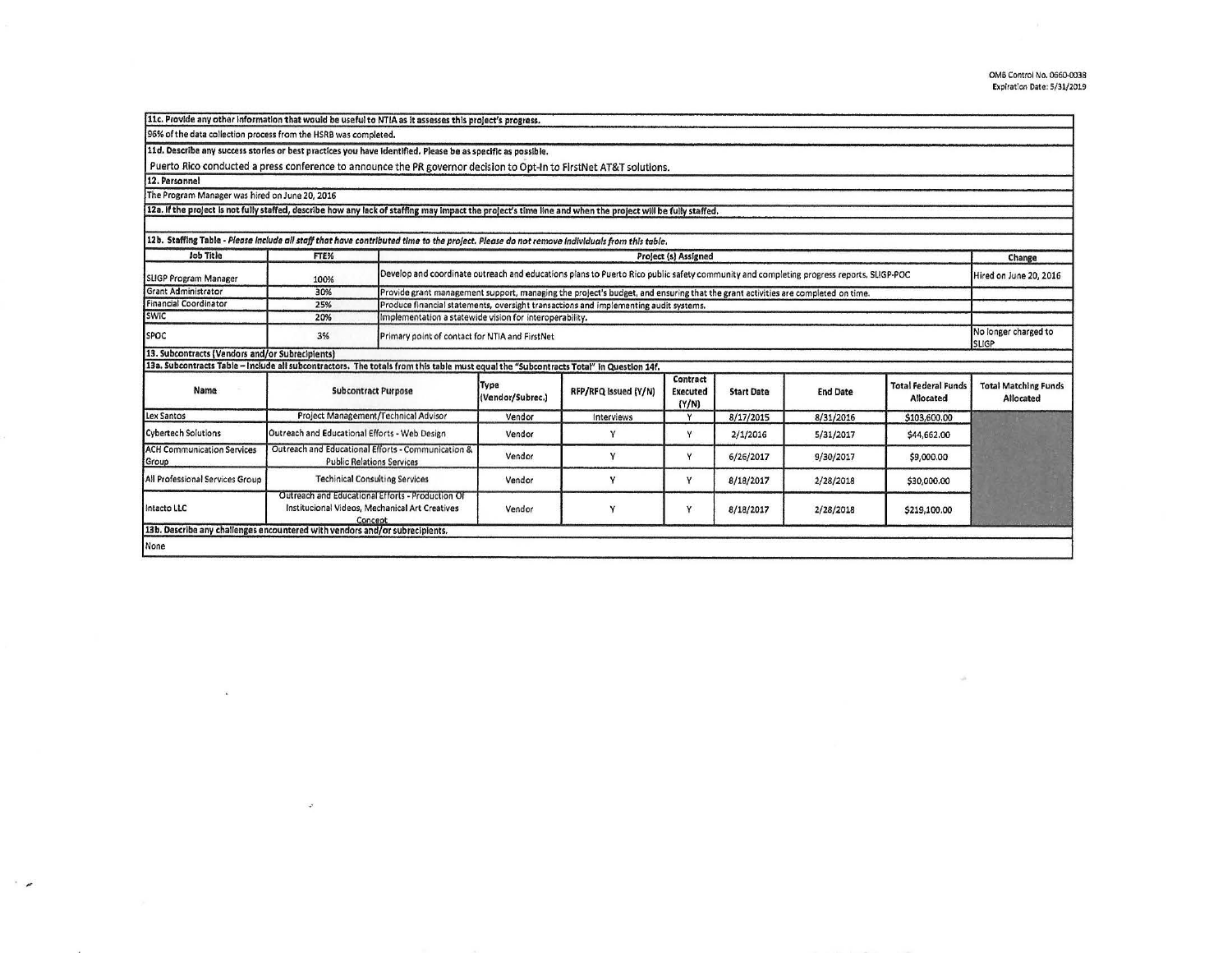**11c. Provide any other information that would be useful to NTIA as it assesses this project's progress.**

96% of the data collection process from the HSRB was completed.

**11d. Describe any success stories or best practices you have identified. Please be as specific as possible.**

Puerto Rico conducted a press conference to announce the PR governor decision to Opt-In to FirstNet AT&T solutions.

**12. Personnel**

The Program Manager was hired on June 20, 2016

**12a. If the project is not fully staffed, describe how any lack of staffing may impact the project's time line and when the project will be fully staffed.**

**12b. Staffing Table** - *Please include all staff that have contributed time to the project. Please do not remove individuals from this table.*

| Job Title | FTE% | Project (s) Assigned | Change |
|---|---|---|---|
| SLIGP Program Manager | 100% | Develop and coordinate outreach and educations plans to Puerto Rico public safety community and completing progress reports. SLIGP-POC | Hired on June 20, 2016 |
| Grant Administrator | 30% | Provide grant management support, managing the project's budget, and ensuring that the grant activities are completed on time. | |
| Financial Coordinator | 25% | Produce financial statements, oversight transactions and implementing audit systems. | |
| SWIC | 20% | Implementation a statewide vision for interoperability. | |
| SPOC | 3% | Primary point of contact for NTIA and FirstNet | No longer charged to SLIGP |

**13. Subcontracts (Vendors and/or Subrecipients)**

**13a. Subcontracts Table – Include all subcontractors. The totals from this table must equal the "Subcontracts Total" in Question 14f.**

| Name | Subcontract Purpose | Type (Vendor/Subrec.) | RFP/RFQ Issued (Y/N) | Contract Executed (Y/N) | Start Date | End Date | Total Federal Funds Allocated | Total Matching Funds Allocated |
|---|---|---|---|---|---|---|---|---|
| Lex Santos | Project Management/Technical Advisor | Vendor | Interviews | Y | 8/17/2015 | 8/31/2016 | $103,600.00 | |
| Cybertech Solutions | Outreach and Educational Efforts - Web Design | Vendor | Y | Y | 2/1/2016 | 5/31/2017 | $44,662.00 | |
| ACH Communication Services Group | Outreach and Educational Efforts - Communication & Public Relations Services | Vendor | Y | Y | 6/26/2017 | 9/30/2017 | $9,000.00 | |
| All Professional Services Group | Techinical Consulting Services | Vendor | Y | Y | 8/18/2017 | 2/28/2018 | $30,000.00 | |
| Intacto LLC | Outreach and Educational Efforts - Production Of Institucional Videos, Mechanical Art Creatives Concept | Vendor | Y | Y | 8/18/2017 | 2/28/2018 | $219,100.00 | |

**13b. Describe any challenges encountered with vendors and/or subrecipients.**

None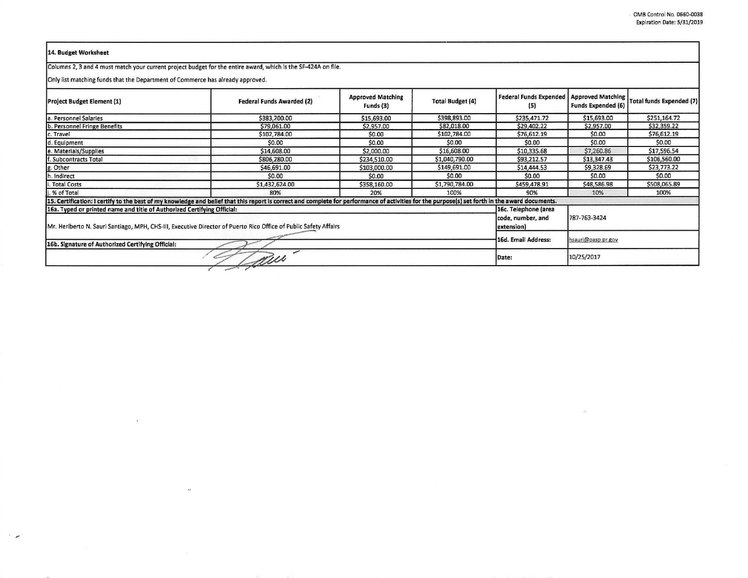OMB Control No. 0660-0038
Expiration Date: 5/31/2019

## 14. Budget Worksheet

Columns 2, 3 and 4 must match your current project budget for the entire award, which is the SF-424A on file.

Only list matching funds that the Department of Commerce has already approved.

| Project Budget Element (1) | Federal Funds Awarded (2) | Approved Matching Funds (3) | Total Budget (4) | Federal Funds Expended (5) | Approved Matching Funds Expended (6) | Total funds Expended (7) |
|---|---|---|---|---|---|---|
| a. Personnel Salaries | $383,200.00 | $15,693.00 | $398,893.00 | $235,471.72 | $15,693.00 | $251,164.72 |
| b. Personnel Fringe Benefits | $79,061.00 | $2,957.00 | $82,018.00 | $29,402.22 | $2,957.00 | $32,359.22 |
| c. Travel | $102,784.00 | $0.00 | $102,784.00 | $76,612.19 | $0.00 | $76,612.19 |
| d. Equipment | $0.00 | $0.00 | $0.00 | $0.00 | $0.00 | $0.00 |
| e. Materials/Supplies | $14,608.00 | $2,000.00 | $16,608.00 | $10,335.68 | $7,260.86 | $17,596.54 |
| f. Subcontracts Total | $806,280.00 | $234,510.00 | $1,040,790.00 | $93,212.57 | $13,347.43 | $106,560.00 |
| g. Other | $46,691.00 | $103,000.00 | $149,691.00 | $14,444.53 | $9,328.69 | $23,773.22 |
| h. Indirect | $0.00 | $0.00 | $0.00 | $0.00 | $0.00 | $0.00 |
| i. Total Costs | $1,432,624.00 | $358,160.00 | $1,790,784.00 | $459,478.91 | $48,586.98 | $508,065.89 |
| j. % of Total | 80% | 20% | 100% | 90% | 10% | 100% |

**15. Certification: I certify to the best of my knowledge and belief that this report is correct and complete for performance of activities for the purpose(s) set forth in the award documents.**

| | | | |
|---|---|---|---|
| **16a. Typed or printed name and title of Authorized Certifying Official:** Mr. Heriberto N. Sauri Santiago, MPH, CHS-III, Executive Director of Puerto Rico Office of Public Safety Affairs | | 16c. Telephone (area code, number, and extension) | 787-763-3424 |
| **16b. Signature of Authorized Certifying Official:** | | 16d. Email Address: | hsauri@oasp.pr.gov |
| | | Date: | 10/25/2017 |